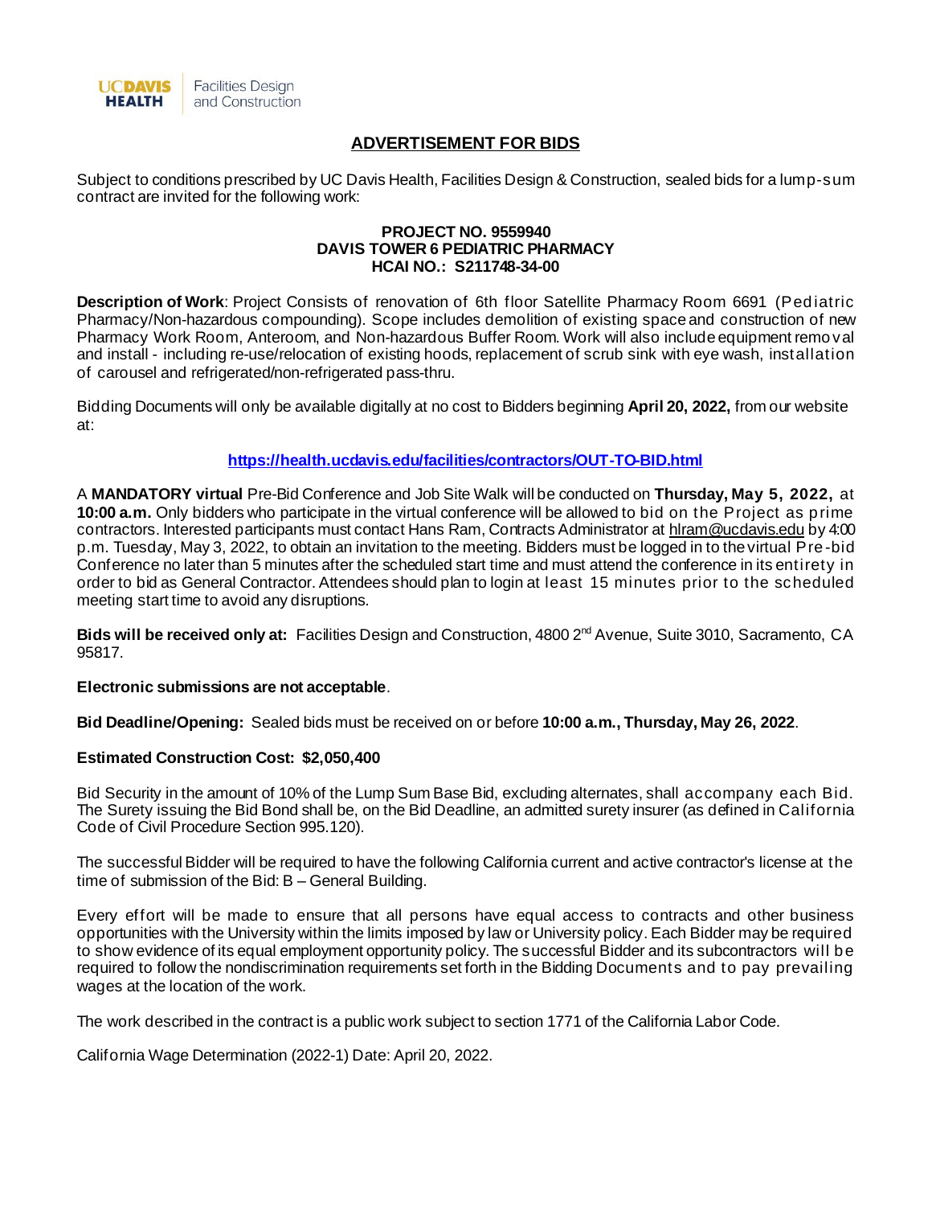UCDAVIS HEALTH | Facilities Design and Construction

# ADVERTISEMENT FOR BIDS

Subject to conditions prescribed by UC Davis Health, Facilities Design & Construction, sealed bids for a lump-sum contract are invited for the following work:

**PROJECT NO. 9559940**
**DAVIS TOWER 6 PEDIATRIC PHARMACY**
**HCAI NO.: S211748-34-00**

**Description of Work**: Project Consists of renovation of 6th floor Satellite Pharmacy Room 6691 (Pediatric Pharmacy/Non-hazardous compounding). Scope includes demolition of existing space and construction of new Pharmacy Work Room, Anteroom, and Non-hazardous Buffer Room. Work will also include equipment removal and install - including re-use/relocation of existing hoods, replacement of scrub sink with eye wash, installation of carousel and refrigerated/non-refrigerated pass-thru.

Bidding Documents will only be available digitally at no cost to Bidders beginning **April 20, 2022,** from our website at:

**https://health.ucdavis.edu/facilities/contractors/OUT-TO-BID.html**

A **MANDATORY virtual** Pre-Bid Conference and Job Site Walk will be conducted on **Thursday, May 5, 2022,** at **10:00 a.m.** Only bidders who participate in the virtual conference will be allowed to bid on the Project as prime contractors. Interested participants must contact Hans Ram, Contracts Administrator at hlram@ucdavis.edu by 4:00 p.m. Tuesday, May 3, 2022, to obtain an invitation to the meeting. Bidders must be logged in to the virtual Pre-bid Conference no later than 5 minutes after the scheduled start time and must attend the conference in its entirety in order to bid as General Contractor. Attendees should plan to login at least 15 minutes prior to the scheduled meeting start time to avoid any disruptions.

**Bids will be received only at:** Facilities Design and Construction, 4800 2nd Avenue, Suite 3010, Sacramento, CA 95817.

**Electronic submissions are not acceptable**.

**Bid Deadline/Opening:** Sealed bids must be received on or before **10:00 a.m., Thursday, May 26, 2022**.

**Estimated Construction Cost: $2,050,400**

Bid Security in the amount of 10% of the Lump Sum Base Bid, excluding alternates, shall accompany each Bid. The Surety issuing the Bid Bond shall be, on the Bid Deadline, an admitted surety insurer (as defined in California Code of Civil Procedure Section 995.120).

The successful Bidder will be required to have the following California current and active contractor's license at the time of submission of the Bid: B – General Building.

Every effort will be made to ensure that all persons have equal access to contracts and other business opportunities with the University within the limits imposed by law or University policy. Each Bidder may be required to show evidence of its equal employment opportunity policy. The successful Bidder and its subcontractors will be required to follow the nondiscrimination requirements set forth in the Bidding Documents and to pay prevailing wages at the location of the work.

The work described in the contract is a public work subject to section 1771 of the California Labor Code.

California Wage Determination (2022-1) Date: April 20, 2022.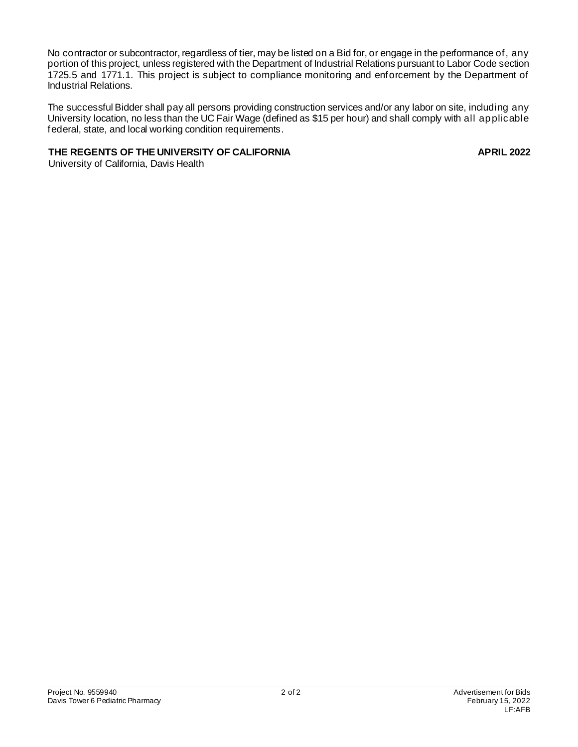No contractor or subcontractor, regardless of tier, may be listed on a Bid for, or engage in the performance of, any portion of this project, unless registered with the Department of Industrial Relations pursuant to Labor Code section 1725.5 and 1771.1. This project is subject to compliance monitoring and enforcement by the Department of Industrial Relations.

The successful Bidder shall pay all persons providing construction services and/or any labor on site, including any University location, no less than the UC Fair Wage (defined as $15 per hour) and shall comply with all applicable federal, state, and local working condition requirements.

**THE REGENTS OF THE UNIVERSITY OF CALIFORNIA** **APRIL 2022**

University of California, Davis Health